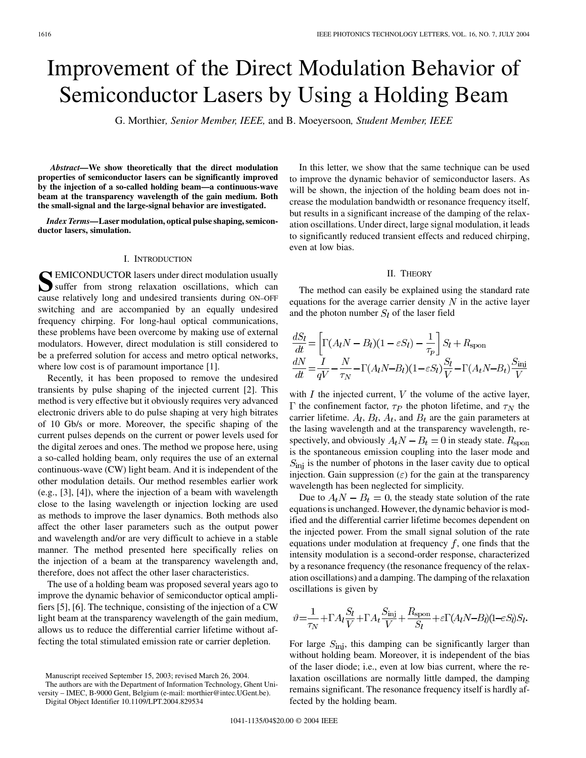# Improvement of the Direct Modulation Behavior of Semiconductor Lasers by Using a Holding Beam

G. Morthier, *Senior Member, IEEE,* and B. Moeyersoon, *Student Member, IEEE*

***Abstract*—We show theoretically that the direct modulation properties of semiconductor lasers can be significantly improved by the injection of a so-called holding beam—a continuous-wave beam at the transparency wavelength of the gain medium. Both the small-signal and the large-signal behavior are investigated.**

***Index Terms*—Laser modulation, optical pulse shaping, semiconductor lasers, simulation.**

## I. Introduction

Semiconductor lasers under direct modulation usually suffer from strong relaxation oscillations, which can cause relatively long and undesired transients during ON–OFF switching and are accompanied by an equally undesired frequency chirping. For long-haul optical communications, these problems have been overcome by making use of external modulators. However, direct modulation is still considered to be a preferred solution for access and metro optical networks, where low cost is of paramount importance [1].

Recently, it has been proposed to remove the undesired transients by pulse shaping of the injected current [2]. This method is very effective but it obviously requires very advanced electronic drivers able to do pulse shaping at very high bitrates of 10 Gb/s or more. Moreover, the specific shaping of the current pulses depends on the current or power levels used for the digital zeroes and ones. The method we propose here, using a so-called holding beam, only requires the use of an external continuous-wave (CW) light beam. And it is independent of the other modulation details. Our method resembles earlier work (e.g., [3], [4]), where the injection of a beam with wavelength close to the lasing wavelength or injection locking are used as methods to improve the laser dynamics. Both methods also affect the other laser parameters such as the output power and wavelength and/or are very difficult to achieve in a stable manner. The method presented here specifically relies on the injection of a beam at the transparency wavelength and, therefore, does not affect the other laser characteristics.

The use of a holding beam was proposed several years ago to improve the dynamic behavior of semiconductor optical amplifiers [5], [6]. The technique, consisting of the injection of a CW light beam at the transparency wavelength of the gain medium, allows us to reduce the differential carrier lifetime without affecting the total stimulated emission rate or carrier depletion.

In this letter, we show that the same technique can be used to improve the dynamic behavior of semiconductor lasers. As will be shown, the injection of the holding beam does not increase the modulation bandwidth or resonance frequency itself, but results in a significant increase of the damping of the relaxation oscillations. Under direct, large signal modulation, it leads to significantly reduced transient effects and reduced chirping, even at low bias.

## II. Theory

The method can easily be explained using the standard rate equations for the average carrier density $N$ in the active layer and the photon number $S_l$ of the laser field

$$\frac{dS_l}{dt} = \left[\Gamma(A_l N - B_l)(1-\varepsilon S_l) - \frac{1}{\tau_p}\right] S_l + R_{\text{spon}}$$

$$\frac{dN}{dt} = \frac{I}{qV} - \frac{N}{\tau_N} - \Gamma(A_l N - B_l)(1-\varepsilon S_l)\frac{S_l}{V} - \Gamma(A_t N - B_t)\frac{S_{\text{inj}}}{V}$$

with $I$ the injected current, $V$ the volume of the active layer, $\Gamma$ the confinement factor, $\tau_P$ the photon lifetime, and $\tau_N$ the carrier lifetime. $A_l$, $B_l$, $A_t$, and $B_t$ are the gain parameters at the lasing wavelength and at the transparency wavelength, respectively, and obviously $A_t N - B_t = 0$ in steady state. $R_{\text{spon}}$ is the spontaneous emission coupling into the laser mode and $S_{\text{inj}}$ is the number of photons in the laser cavity due to optical injection. Gain suppression ($\varepsilon$) for the gain at the transparency wavelength has been neglected for simplicity.

Due to $A_t N - B_t = 0$, the steady state solution of the rate equations is unchanged. However, the dynamic behavior is modified and the differential carrier lifetime becomes dependent on the injected power. From the small signal solution of the rate equations under modulation at frequency $f$, one finds that the intensity modulation is a second-order response, characterized by a resonance frequency (the resonance frequency of the relaxation oscillations) and a damping. The damping of the relaxation oscillations is given by

$$\vartheta = \frac{1}{\tau_N} + \Gamma A_l \frac{S_l}{V} + \Gamma A_t \frac{S_{\text{inj}}}{V} + \frac{R_{\text{spon}}}{S_l} + \varepsilon\Gamma(A_l N - B_l)(1-\varepsilon S_l) S_l.$$

For large $S_{\text{inj}}$, this damping can be significantly larger than without holding beam. Moreover, it is independent of the bias of the laser diode; i.e., even at low bias current, where the relaxation oscillations are normally little damped, the damping remains significant. The resonance frequency itself is hardly affected by the holding beam.

Manuscript received September 15, 2003; revised March 26, 2004.

The authors are with the Department of Information Technology, Ghent University – IMEC, B-9000 Gent, Belgium (e-mail: morthier@intec.UGent.be).

Digital Object Identifier 10.1109/LPT.2004.829534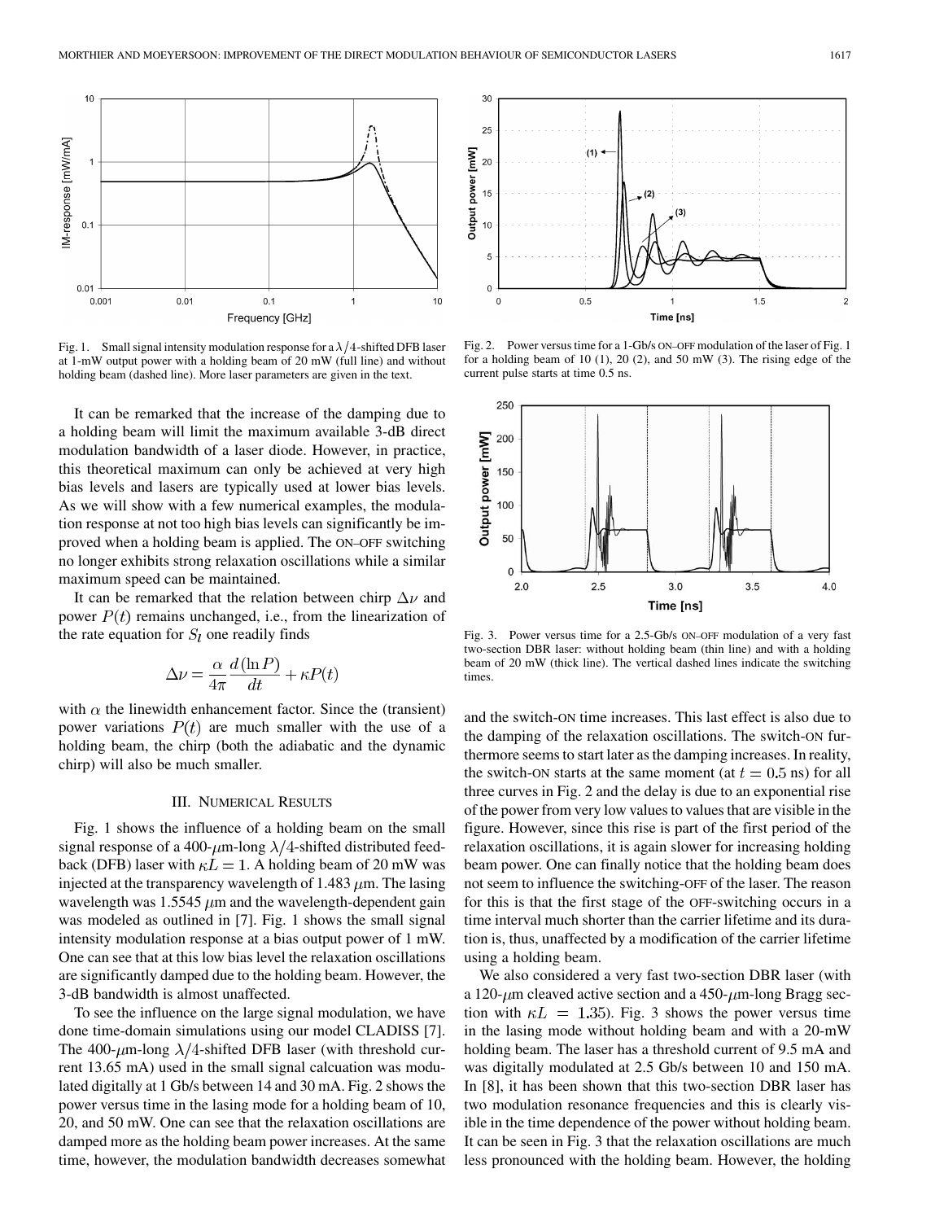Fig. 1. Small signal intensity modulation response for a $\lambda/4$-shifted DFB laser at 1-mW output power with a holding beam of 20 mW (full line) and without holding beam (dashed line). More laser parameters are given in the text.

Fig. 2. Power versus time for a 1-Gb/s ON–OFF modulation of the laser of Fig. 1 for a holding beam of 10 (1), 20 (2), and 50 mW (3). The rising edge of the current pulse starts at time 0.5 ns.

Fig. 3. Power versus time for a 2.5-Gb/s ON–OFF modulation of a very fast two-section DBR laser: without holding beam (thin line) and with a holding beam of 20 mW (thick line). The vertical dashed lines indicate the switching times.

It can be remarked that the increase of the damping due to a holding beam will limit the maximum available 3-dB direct modulation bandwidth of a laser diode. However, in practice, this theoretical maximum can only be achieved at very high bias levels and lasers are typically used at lower bias levels. As we will show with a few numerical examples, the modulation response at not too high bias levels can significantly be improved when a holding beam is applied. The ON–OFF switching no longer exhibits strong relaxation oscillations while a similar maximum speed can be maintained.

It can be remarked that the relation between chirp $\Delta\nu$ and power $P(t)$ remains unchanged, i.e., from the linearization of the rate equation for $S_l$ one readily finds

$$\Delta\nu = \frac{\alpha}{4\pi}\frac{d(\ln P)}{dt} + \kappa P(t)$$

with $\alpha$ the linewidth enhancement factor. Since the (transient) power variations $P(t)$ are much smaller with the use of a holding beam, the chirp (both the adiabatic and the dynamic chirp) will also be much smaller.

## III. Numerical Results

Fig. 1 shows the influence of a holding beam on the small signal response of a 400-$\mu$m-long $\lambda/4$-shifted distributed feedback (DFB) laser with $\kappa L = 1$. A holding beam of 20 mW was injected at the transparency wavelength of 1.483 $\mu$m. The lasing wavelength was 1.5545 $\mu$m and the wavelength-dependent gain was modeled as outlined in [7]. Fig. 1 shows the small signal intensity modulation response at a bias output power of 1 mW. One can see that at this low bias level the relaxation oscillations are significantly damped due to the holding beam. However, the 3-dB bandwidth is almost unaffected.

To see the influence on the large signal modulation, we have done time-domain simulations using our model CLADISS [7]. The 400-$\mu$m-long $\lambda/4$-shifted DFB laser (with threshold current 13.65 mA) used in the small signal calcuation was modulated digitally at 1 Gb/s between 14 and 30 mA. Fig. 2 shows the power versus time in the lasing mode for a holding beam of 10, 20, and 50 mW. One can see that the relaxation oscillations are damped more as the holding beam power increases. At the same time, however, the modulation bandwidth decreases somewhat and the switch-ON time increases. This last effect is also due to the damping of the relaxation oscillations. The switch-ON furthermore seems to start later as the damping increases. In reality, the switch-ON starts at the same moment (at $t = 0.5$ ns) for all three curves in Fig. 2 and the delay is due to an exponential rise of the power from very low values to values that are visible in the figure. However, since this rise is part of the first period of the relaxation oscillations, it is again slower for increasing holding beam power. One can finally notice that the holding beam does not seem to influence the switching-OFF of the laser. The reason for this is that the first stage of the OFF-switching occurs in a time interval much shorter than the carrier lifetime and its duration is, thus, unaffected by a modification of the carrier lifetime using a holding beam.

We also considered a very fast two-section DBR laser (with a 120-$\mu$m cleaved active section and a 450-$\mu$m-long Bragg section with $\kappa L = 1.35$). Fig. 3 shows the power versus time in the lasing mode without holding beam and with a 20-mW holding beam. The laser has a threshold current of 9.5 mA and was digitally modulated at 2.5 Gb/s between 10 and 150 mA. In [8], it has been shown that this two-section DBR laser has two modulation resonance frequencies and this is clearly visible in the time dependence of the power without holding beam. It can be seen in Fig. 3 that the relaxation oscillations are much less pronounced with the holding beam. However, the holding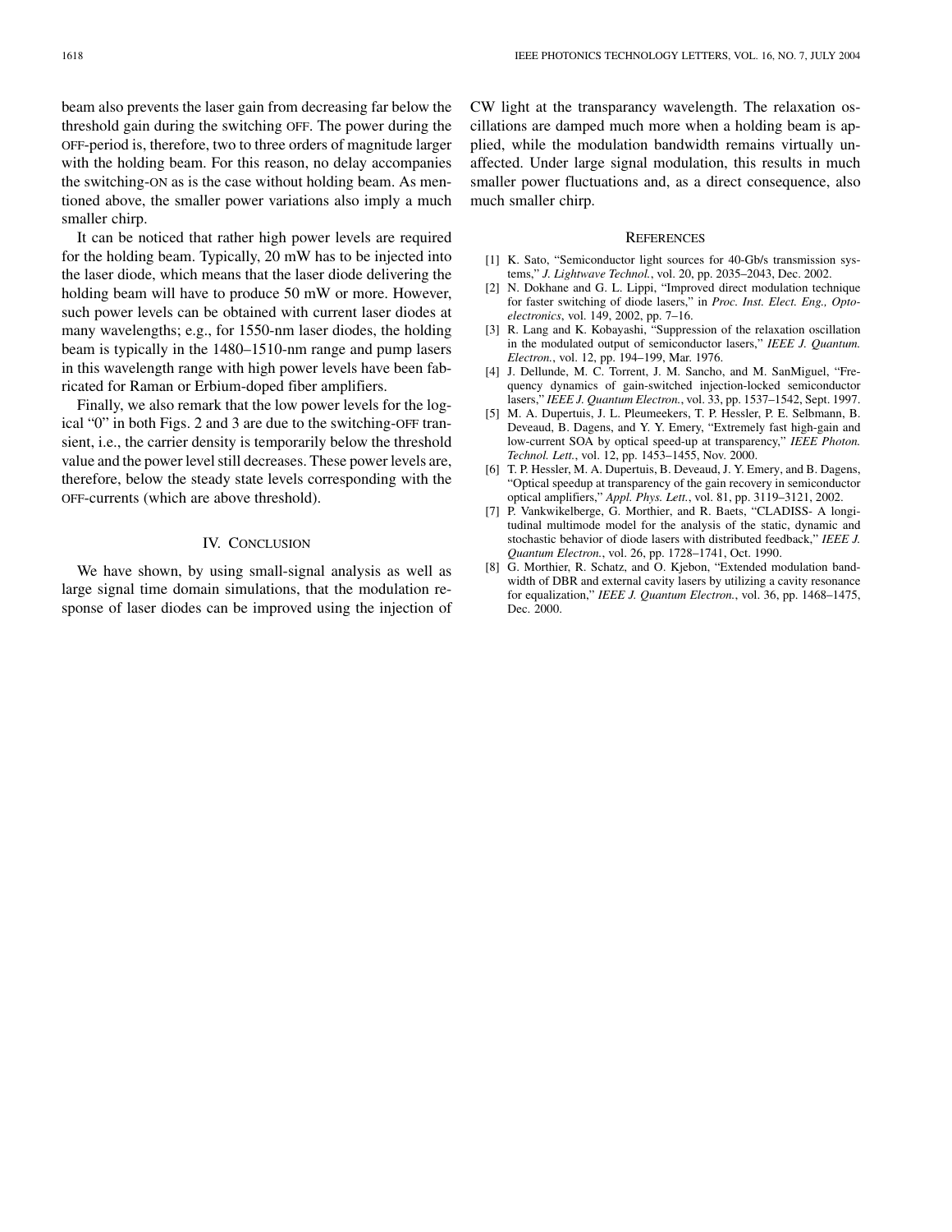beam also prevents the laser gain from decreasing far below the threshold gain during the switching OFF. The power during the OFF-period is, therefore, two to three orders of magnitude larger with the holding beam. For this reason, no delay accompanies the switching-ON as is the case without holding beam. As mentioned above, the smaller power variations also imply a much smaller chirp.

It can be noticed that rather high power levels are required for the holding beam. Typically, 20 mW has to be injected into the laser diode, which means that the laser diode delivering the holding beam will have to produce 50 mW or more. However, such power levels can be obtained with current laser diodes at many wavelengths; e.g., for 1550-nm laser diodes, the holding beam is typically in the 1480–1510-nm range and pump lasers in this wavelength range with high power levels have been fabricated for Raman or Erbium-doped fiber amplifiers.

Finally, we also remark that the low power levels for the logical "0" in both Figs. 2 and 3 are due to the switching-OFF transient, i.e., the carrier density is temporarily below the threshold value and the power level still decreases. These power levels are, therefore, below the steady state levels corresponding with the OFF-currents (which are above threshold).

## IV. Conclusion

We have shown, by using small-signal analysis as well as large signal time domain simulations, that the modulation response of laser diodes can be improved using the injection of CW light at the transparancy wavelength. The relaxation oscillations are damped much more when a holding beam is applied, while the modulation bandwidth remains virtually unaffected. Under large signal modulation, this results in much smaller power fluctuations and, as a direct consequence, also much smaller chirp.

## References

[1] K. Sato, "Semiconductor light sources for 40-Gb/s transmission systems," *J. Lightwave Technol.*, vol. 20, pp. 2035–2043, Dec. 2002.

[2] N. Dokhane and G. L. Lippi, "Improved direct modulation technique for faster switching of diode lasers," in *Proc. Inst. Elect. Eng., Optoelectronics*, vol. 149, 2002, pp. 7–16.

[3] R. Lang and K. Kobayashi, "Suppression of the relaxation oscillation in the modulated output of semiconductor lasers," *IEEE J. Quantum. Electron.*, vol. 12, pp. 194–199, Mar. 1976.

[4] J. Dellunde, M. C. Torrent, J. M. Sancho, and M. SanMiguel, "Frequency dynamics of gain-switched injection-locked semiconductor lasers," *IEEE J. Quantum Electron.*, vol. 33, pp. 1537–1542, Sept. 1997.

[5] M. A. Dupertuis, J. L. Pleumeekers, T. P. Hessler, P. E. Selbmann, B. Deveaud, B. Dagens, and Y. Y. Emery, "Extremely fast high-gain and low-current SOA by optical speed-up at transparency," *IEEE Photon. Technol. Lett.*, vol. 12, pp. 1453–1455, Nov. 2000.

[6] T. P. Hessler, M. A. Dupertuis, B. Deveaud, J. Y. Emery, and B. Dagens, "Optical speedup at transparency of the gain recovery in semiconductor optical amplifiers," *Appl. Phys. Lett.*, vol. 81, pp. 3119–3121, 2002.

[7] P. Vankwikelberge, G. Morthier, and R. Baets, "CLADISS- A longitudinal multimode model for the analysis of the static, dynamic and stochastic behavior of diode lasers with distributed feedback," *IEEE J. Quantum Electron.*, vol. 26, pp. 1728–1741, Oct. 1990.

[8] G. Morthier, R. Schatz, and O. Kjebon, "Extended modulation bandwidth of DBR and external cavity lasers by utilizing a cavity resonance for equalization," *IEEE J. Quantum Electron.*, vol. 36, pp. 1468–1475, Dec. 2000.